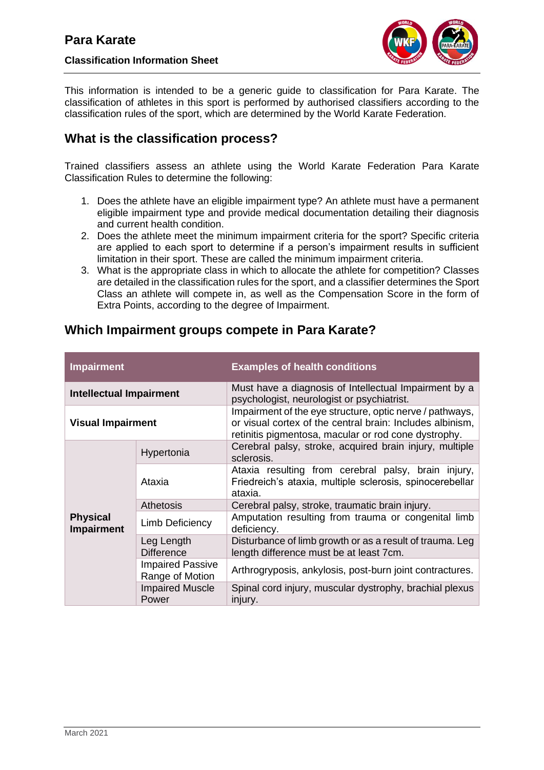# Para Karate

**Classification Information Sheet**

This information is intended to be a generic guide to classification for Para Karate. The classification of athletes in this sport is performed by authorised classifiers according to the classification rules of the sport, which are determined by the World Karate Federation.

## What is the classification process?

Trained classifiers assess an athlete using the World Karate Federation Para Karate Classification Rules to determine the following:

1. Does the athlete have an eligible impairment type? An athlete must have a permanent eligible impairment type and provide medical documentation detailing their diagnosis and current health condition.
2. Does the athlete meet the minimum impairment criteria for the sport? Specific criteria are applied to each sport to determine if a person's impairment results in sufficient limitation in their sport. These are called the minimum impairment criteria.
3. What is the appropriate class in which to allocate the athlete for competition? Classes are detailed in the classification rules for the sport, and a classifier determines the Sport Class an athlete will compete in, as well as the Compensation Score in the form of Extra Points, according to the degree of Impairment.

## Which Impairment groups compete in Para Karate?

| Impairment | | Examples of health conditions |
|---|---|---|
| **Intellectual Impairment** | | Must have a diagnosis of Intellectual Impairment by a psychologist, neurologist or psychiatrist. |
| **Visual Impairment** | | Impairment of the eye structure, optic nerve / pathways, or visual cortex of the central brain: Includes albinism, retinitis pigmentosa, macular or rod cone dystrophy. |
| **Physical Impairment** | Hypertonia | Cerebral palsy, stroke, acquired brain injury, multiple sclerosis. |
| | Ataxia | Ataxia resulting from cerebral palsy, brain injury, Friedreich's ataxia, multiple sclerosis, spinocerebellar ataxia. |
| | Athetosis | Cerebral palsy, stroke, traumatic brain injury. |
| | Limb Deficiency | Amputation resulting from trauma or congenital limb deficiency. |
| | Leg Length Difference | Disturbance of limb growth or as a result of trauma. Leg length difference must be at least 7cm. |
| | Impaired Passive Range of Motion | Arthrogryposis, ankylosis, post-burn joint contractures. |
| | Impaired Muscle Power | Spinal cord injury, muscular dystrophy, brachial plexus injury. |

March 2021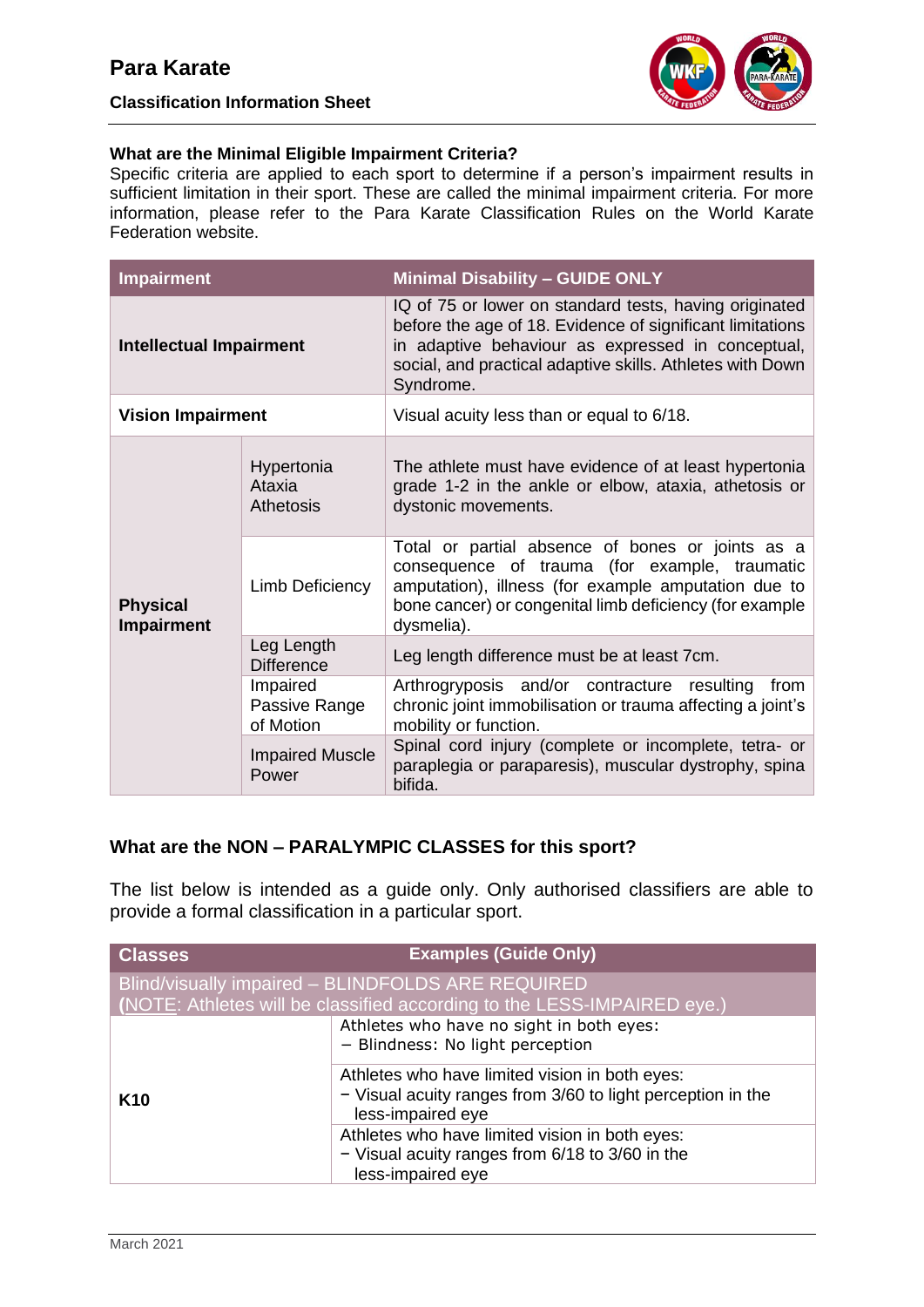### What are the Minimal Eligible Impairment Criteria?

Specific criteria are applied to each sport to determine if a person's impairment results in sufficient limitation in their sport. These are called the minimal impairment criteria. For more information, please refer to the Para Karate Classification Rules on the World Karate Federation website.

| Impairment | | Minimal Disability – GUIDE ONLY |
|---|---|---|
| **Intellectual Impairment** | | IQ of 75 or lower on standard tests, having originated before the age of 18. Evidence of significant limitations in adaptive behaviour as expressed in conceptual, social, and practical adaptive skills. Athletes with Down Syndrome. |
| **Vision Impairment** | | Visual acuity less than or equal to 6/18. |
| **Physical Impairment** | Hypertonia Ataxia Athetosis | The athlete must have evidence of at least hypertonia grade 1-2 in the ankle or elbow, ataxia, athetosis or dystonic movements. |
| | Limb Deficiency | Total or partial absence of bones or joints as a consequence of trauma (for example, traumatic amputation), illness (for example amputation due to bone cancer) or congenital limb deficiency (for example dysmelia). |
| | Leg Length Difference | Leg length difference must be at least 7cm. |
| | Impaired Passive Range of Motion | Arthrogryposis and/or contracture resulting from chronic joint immobilisation or trauma affecting a joint's mobility or function. |
| | Impaired Muscle Power | Spinal cord injury (complete or incomplete, tetra- or paraplegia or paraparesis), muscular dystrophy, spina bifida. |

### What are the NON – PARALYMPIC CLASSES for this sport?

The list below is intended as a guide only. Only authorised classifiers are able to provide a formal classification in a particular sport.

| Classes | Examples (Guide Only) |
|---|---|
| Blind/visually impaired – BLINDFOLDS ARE REQUIRED (NOTE: Athletes will be classified according to the LESS-IMPAIRED eye.) | |
| **K10** | Athletes who have no sight in both eyes: <br> − Blindness: No light perception |
| | Athletes who have limited vision in both eyes: <br> − Visual acuity ranges from 3/60 to light perception in the less-impaired eye |
| | Athletes who have limited vision in both eyes: <br> − Visual acuity ranges from 6/18 to 3/60 in the less-impaired eye |

March 2021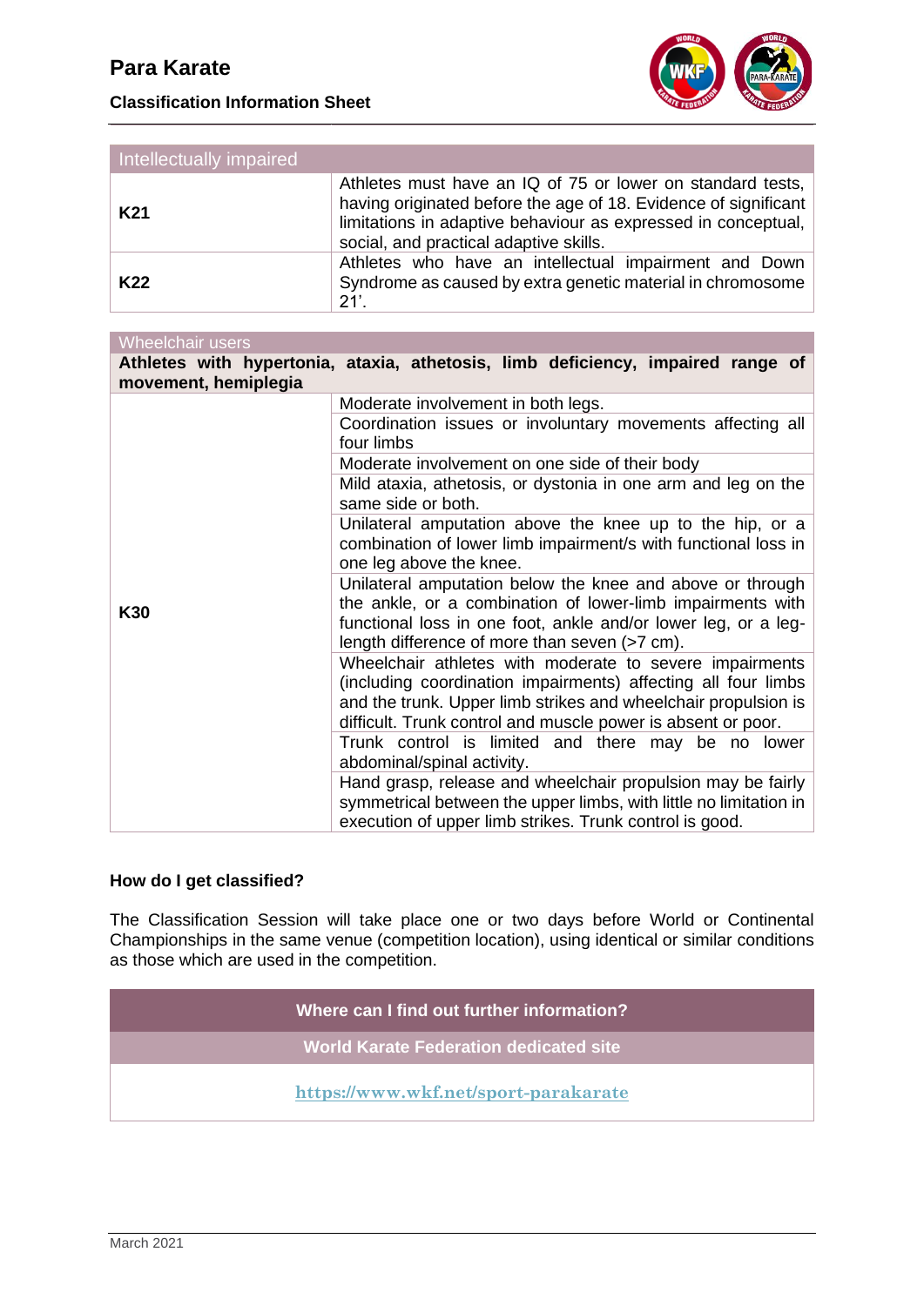| Intellectually impaired | |
|---|---|
| **K21** | Athletes must have an IQ of 75 or lower on standard tests, having originated before the age of 18. Evidence of significant limitations in adaptive behaviour as expressed in conceptual, social, and practical adaptive skills. |
| **K22** | Athletes who have an intellectual impairment and Down Syndrome as caused by extra genetic material in chromosome 21'. |

| Wheelchair users | |
|---|---|
| **Athletes with hypertonia, ataxia, athetosis, limb deficiency, impaired range of movement, hemiplegia** | |
| **K30** | Moderate involvement in both legs. |
| | Coordination issues or involuntary movements affecting all four limbs |
| | Moderate involvement on one side of their body |
| | Mild ataxia, athetosis, or dystonia in one arm and leg on the same side or both. |
| | Unilateral amputation above the knee up to the hip, or a combination of lower limb impairment/s with functional loss in one leg above the knee. |
| | Unilateral amputation below the knee and above or through the ankle, or a combination of lower-limb impairments with functional loss in one foot, ankle and/or lower leg, or a leg-length difference of more than seven (>7 cm). |
| | Wheelchair athletes with moderate to severe impairments (including coordination impairments) affecting all four limbs and the trunk. Upper limb strikes and wheelchair propulsion is difficult. Trunk control and muscle power is absent or poor. |
| | Trunk control is limited and there may be no lower abdominal/spinal activity. |
| | Hand grasp, release and wheelchair propulsion may be fairly symmetrical between the upper limbs, with little no limitation in execution of upper limb strikes. Trunk control is good. |

**How do I get classified?**

The Classification Session will take place one or two days before World or Continental Championships in the same venue (competition location), using identical or similar conditions as those which are used in the competition.

| Where can I find out further information? |
|---|
| **World Karate Federation dedicated site** |
| https://www.wkf.net/sport-parakarate |